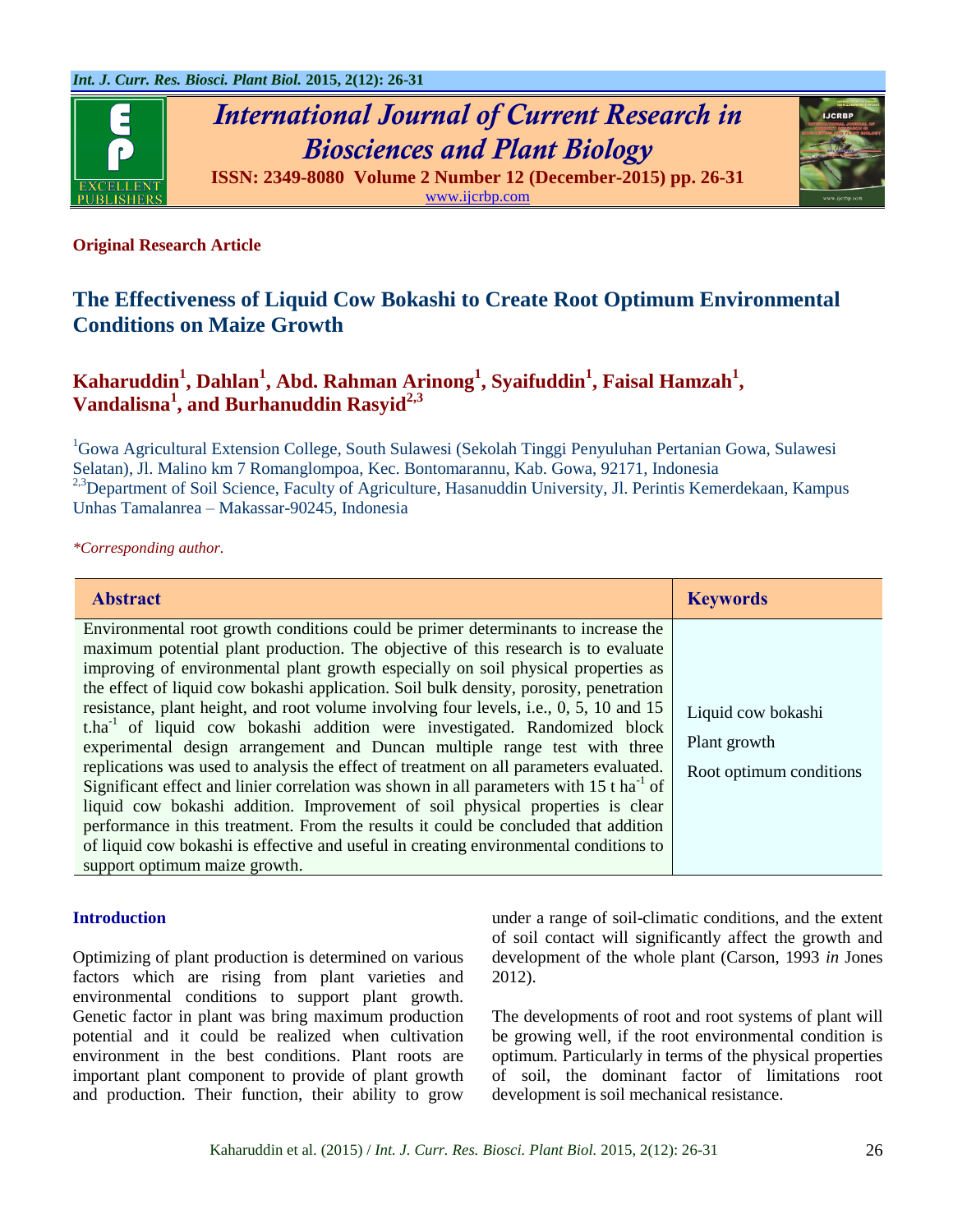**Original Research Article**

# The Effectiveness of Liquid Cow Bokashi to Create Root Optimum Environmental Conditions on Maize Growth

**Kaharuddin[1], Dahlan[1], Abd. Rahman Arinong[1], Syaifuddin[1], Faisal Hamzah[1], Vandalisna[1], and Burhanuddin Rasyid[2,3]**

[1]Gowa Agricultural Extension College, South Sulawesi (Sekolah Tinggi Penyuluhan Pertanian Gowa, Sulawesi Selatan), Jl. Malino km 7 Romanglompoa, Kec. Bontomarannu, Kab. Gowa, 92171, Indonesia
[2,3]Department of Soil Science, Faculty of Agriculture, Hasanuddin University, Jl. Perintis Kemerdekaan, Kampus Unhas Tamalanrea – Makassar-90245, Indonesia

*Corresponding author.

| Abstract | Keywords |
|---|---|
| Environmental root growth conditions could be primer determinants to increase the maximum potential plant production. The objective of this research is to evaluate improving of environmental plant growth especially on soil physical properties as the effect of liquid cow bokashi application. Soil bulk density, porosity, penetration resistance, plant height, and root volume involving four levels, i.e., 0, 5, 10 and 15 t.ha$^{-1}$ of liquid cow bokashi addition were investigated. Randomized block experimental design arrangement and Duncan multiple range test with three replications was used to analysis the effect of treatment on all parameters evaluated. Significant effect and linier correlation was shown in all parameters with 15 t ha$^{-1}$ of liquid cow bokashi addition. Improvement of soil physical properties is clear performance in this treatment. From the results it could be concluded that addition of liquid cow bokashi is effective and useful in creating environmental conditions to support optimum maize growth. | Liquid cow bokashi<br>Plant growth<br>Root optimum conditions |

## Introduction

Optimizing of plant production is determined on various factors which are rising from plant varieties and environmental conditions to support plant growth. Genetic factor in plant was bring maximum production potential and it could be realized when cultivation environment in the best conditions. Plant roots are important plant component to provide of plant growth and production. Their function, their ability to grow under a range of soil-climatic conditions, and the extent of soil contact will significantly affect the growth and development of the whole plant (Carson, 1993 *in* Jones 2012).

The developments of root and root systems of plant will be growing well, if the root environmental condition is optimum. Particularly in terms of the physical properties of soil, the dominant factor of limitations root development is soil mechanical resistance.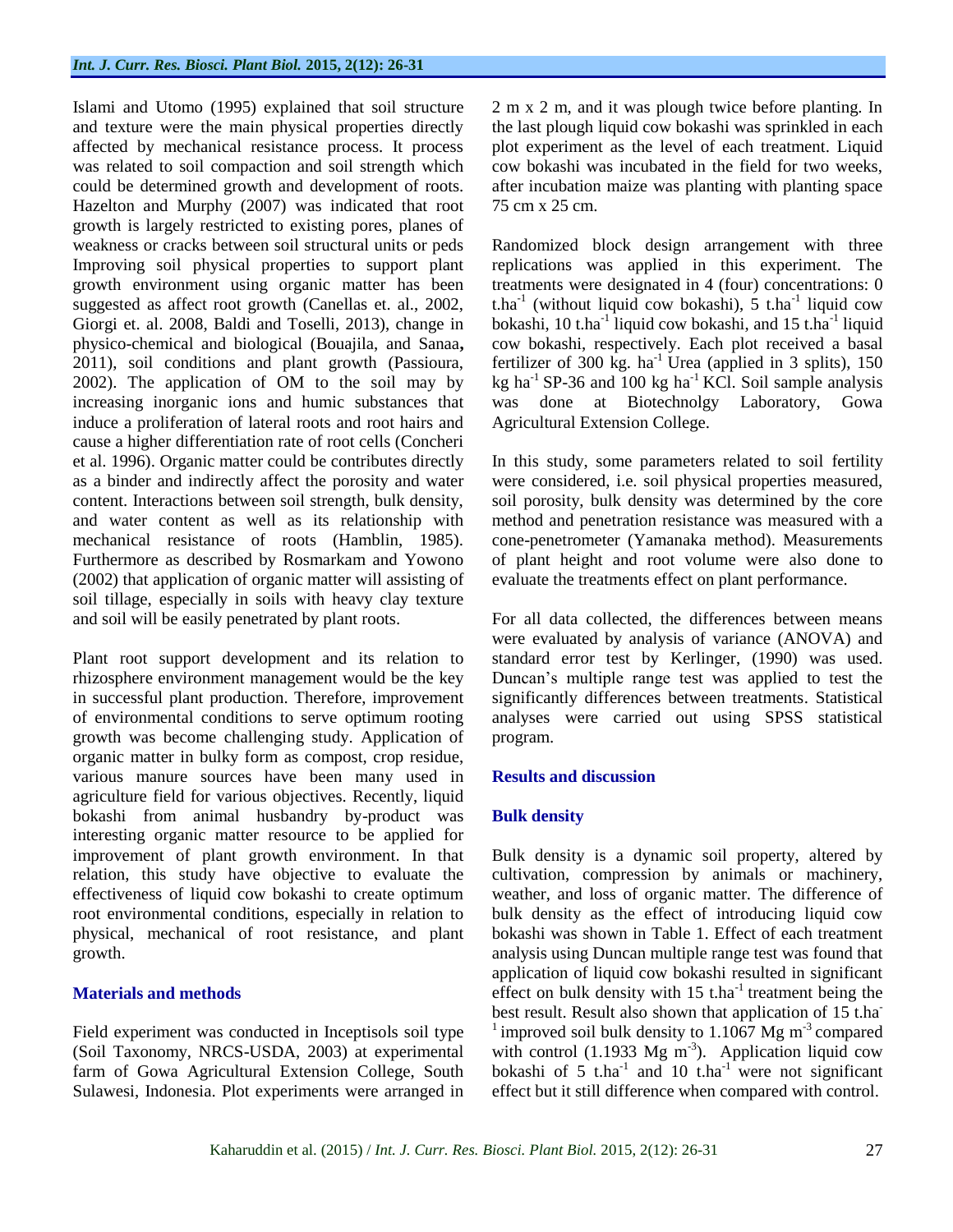Islami and Utomo (1995) explained that soil structure and texture were the main physical properties directly affected by mechanical resistance process. It process was related to soil compaction and soil strength which could be determined growth and development of roots. Hazelton and Murphy (2007) was indicated that root growth is largely restricted to existing pores, planes of weakness or cracks between soil structural units or peds Improving soil physical properties to support plant growth environment using organic matter has been suggested as affect root growth (Canellas et. al., 2002, Giorgi et. al. 2008, Baldi and Toselli, 2013), change in physico-chemical and biological (Bouajila, and Sanaa**,** 2011), soil conditions and plant growth (Passioura, 2002). The application of OM to the soil may by increasing inorganic ions and humic substances that induce a proliferation of lateral roots and root hairs and cause a higher differentiation rate of root cells (Concheri et al. 1996). Organic matter could be contributes directly as a binder and indirectly affect the porosity and water content. Interactions between soil strength, bulk density, and water content as well as its relationship with mechanical resistance of roots (Hamblin, 1985). Furthermore as described by Rosmarkam and Yowono (2002) that application of organic matter will assisting of soil tillage, especially in soils with heavy clay texture and soil will be easily penetrated by plant roots.

Plant root support development and its relation to rhizosphere environment management would be the key in successful plant production. Therefore, improvement of environmental conditions to serve optimum rooting growth was become challenging study. Application of organic matter in bulky form as compost, crop residue, various manure sources have been many used in agriculture field for various objectives. Recently, liquid bokashi from animal husbandry by-product was interesting organic matter resource to be applied for improvement of plant growth environment. In that relation, this study have objective to evaluate the effectiveness of liquid cow bokashi to create optimum root environmental conditions, especially in relation to physical, mechanical of root resistance, and plant growth.

## Materials and methods

Field experiment was conducted in Inceptisols soil type (Soil Taxonomy, NRCS-USDA, 2003) at experimental farm of Gowa Agricultural Extension College, South Sulawesi, Indonesia. Plot experiments were arranged in 2 m x 2 m, and it was plough twice before planting. In the last plough liquid cow bokashi was sprinkled in each plot experiment as the level of each treatment. Liquid cow bokashi was incubated in the field for two weeks, after incubation maize was planting with planting space 75 cm x 25 cm.

Randomized block design arrangement with three replications was applied in this experiment. The treatments were designated in 4 (four) concentrations: 0 $t.ha^{-1}$ (without liquid cow bokashi), 5 $t.ha^{-1}$ liquid cow bokashi, 10 $t.ha^{-1}$ liquid cow bokashi, and 15 $t.ha^{-1}$ liquid cow bokashi, respectively. Each plot received a basal fertilizer of 300 kg. $ha^{-1}$ Urea (applied in 3 splits), 150 kg $ha^{-1}$ SP-36 and 100 kg $ha^{-1}$ KCl. Soil sample analysis was done at Biotechnolgy Laboratory, Gowa Agricultural Extension College.

In this study, some parameters related to soil fertility were considered, i.e. soil physical properties measured, soil porosity, bulk density was determined by the core method and penetration resistance was measured with a cone-penetrometer (Yamanaka method). Measurements of plant height and root volume were also done to evaluate the treatments effect on plant performance.

For all data collected, the differences between means were evaluated by analysis of variance (ANOVA) and standard error test by Kerlinger, (1990) was used. Duncan's multiple range test was applied to test the significantly differences between treatments. Statistical analyses were carried out using SPSS statistical program.

## Results and discussion

### Bulk density

Bulk density is a dynamic soil property, altered by cultivation, compression by animals or machinery, weather, and loss of organic matter. The difference of bulk density as the effect of introducing liquid cow bokashi was shown in Table 1. Effect of each treatment analysis using Duncan multiple range test was found that application of liquid cow bokashi resulted in significant effect on bulk density with 15 $t.ha^{-1}$ treatment being the best result. Result also shown that application of 15 $t.ha^{-1}$ improved soil bulk density to 1.1067 Mg $m^{-3}$ compared with control (1.1933 Mg $m^{-3}$). Application liquid cow bokashi of 5 $t.ha^{-1}$ and 10 $t.ha^{-1}$ were not significant effect but it still difference when compared with control.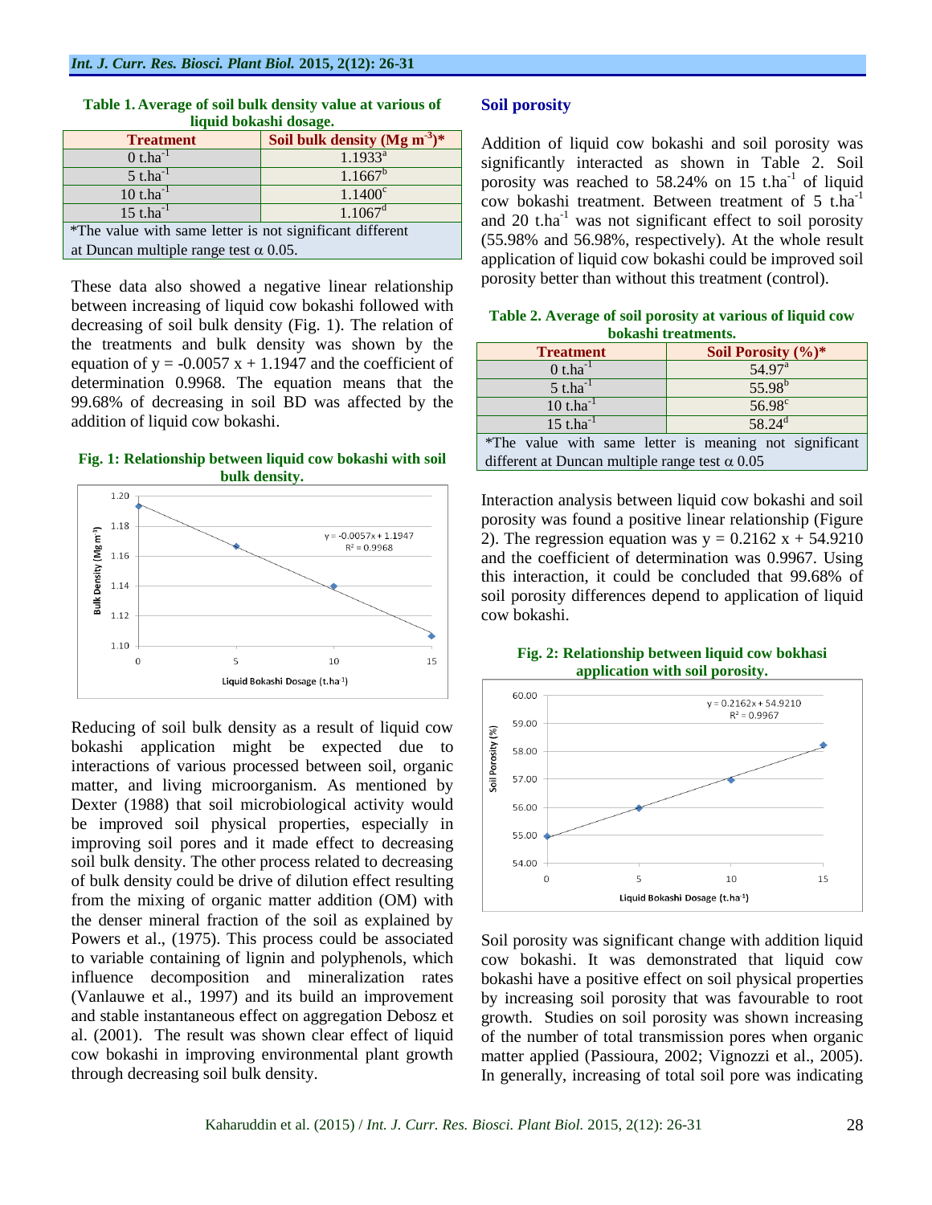**Table 1. Average of soil bulk density value at various of liquid bokashi dosage.**

| Treatment | Soil bulk density (Mg $m^{-3}$)* |
|---|---|
| 0 $t.ha^{-1}$ | $1.1933^a$ |
| 5 $t.ha^{-1}$ | $1.1667^b$ |
| 10 $t.ha^{-1}$ | $1.1400^c$ |
| 15 $t.ha^{-1}$ | $1.1067^d$ |
| *The value with same letter is not significant different at Duncan multiple range test α 0.05. | |

These data also showed a negative linear relationship between increasing of liquid cow bokashi followed with decreasing of soil bulk density (Fig. 1). The relation of the treatments and bulk density was shown by the equation of $y = -0.0057\ x + 1.1947$ and the coefficient of determination 0.9968. The equation means that the 99.68% of decreasing in soil BD was affected by the addition of liquid cow bokashi.

**Fig. 1: Relationship between liquid cow bokashi with soil bulk density.**

Reducing of soil bulk density as a result of liquid cow bokashi application might be expected due to interactions of various processed between soil, organic matter, and living microorganism. As mentioned by Dexter (1988) that soil microbiological activity would be improved soil physical properties, especially in improving soil pores and it made effect to decreasing soil bulk density. The other process related to decreasing of bulk density could be drive of dilution effect resulting from the mixing of organic matter addition (OM) with the denser mineral fraction of the soil as explained by Powers et al., (1975). This process could be associated to variable containing of lignin and polyphenols, which influence decomposition and mineralization rates (Vanlauwe et al., 1997) and its build an improvement and stable instantaneous effect on aggregation Debosz et al. (2001). The result was shown clear effect of liquid cow bokashi in improving environmental plant growth through decreasing soil bulk density.

## Soil porosity

Addition of liquid cow bokashi and soil porosity was significantly interacted as shown in Table 2. Soil porosity was reached to 58.24% on 15 $t.ha^{-1}$ of liquid cow bokashi treatment. Between treatment of 5 $t.ha^{-1}$ and 20 $t.ha^{-1}$ was not significant effect to soil porosity (55.98% and 56.98%, respectively). At the whole result application of liquid cow bokashi could be improved soil porosity better than without this treatment (control).

**Table 2. Average of soil porosity at various of liquid cow bokashi treatments.**

| Treatment | Soil Porosity (%)* |
|---|---|
| 0 $t.ha^{-1}$ | $54.97^a$ |
| 5 $t.ha^{-1}$ | $55.98^b$ |
| 10 $t.ha^{-1}$ | $56.98^c$ |
| 15 $t.ha^{-1}$ | $58.24^d$ |
| *The value with same letter is meaning not significant different at Duncan multiple range test α 0.05 | |

Interaction analysis between liquid cow bokashi and soil porosity was found a positive linear relationship (Figure 2). The regression equation was $y = 0.2162\ x + 54.9210$ and the coefficient of determination was 0.9967. Using this interaction, it could be concluded that 99.68% of soil porosity differences depend to application of liquid cow bokashi.

**Fig. 2: Relationship between liquid cow bokhasi application with soil porosity.**

Soil porosity was significant change with addition liquid cow bokashi. It was demonstrated that liquid cow bokashi have a positive effect on soil physical properties by increasing soil porosity that was favourable to root growth. Studies on soil porosity was shown increasing of the number of total transmission pores when organic matter applied (Passioura, 2002; Vignozzi et al., 2005). In generally, increasing of total soil pore was indicating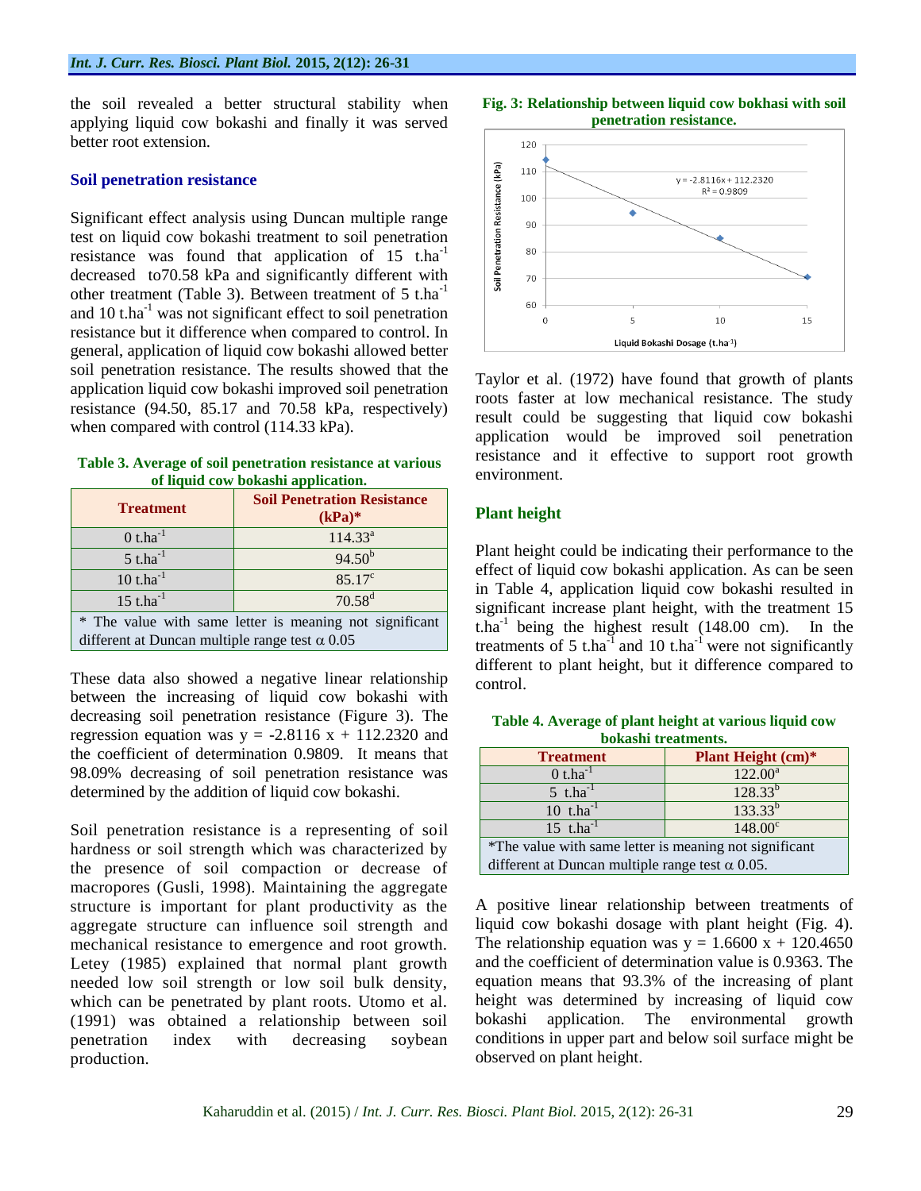the soil revealed a better structural stability when applying liquid cow bokashi and finally it was served better root extension.

## Soil penetration resistance

Significant effect analysis using Duncan multiple range test on liquid cow bokashi treatment to soil penetration resistance was found that application of 15 $t.ha^{-1}$ decreased to70.58 kPa and significantly different with other treatment (Table 3). Between treatment of 5 $t.ha^{-1}$ and 10 $t.ha^{-1}$ was not significant effect to soil penetration resistance but it difference when compared to control. In general, application of liquid cow bokashi allowed better soil penetration resistance. The results showed that the application liquid cow bokashi improved soil penetration resistance (94.50, 85.17 and 70.58 kPa, respectively) when compared with control (114.33 kPa).

**Table 3. Average of soil penetration resistance at various of liquid cow bokashi application.**

| Treatment | Soil Penetration Resistance (kPa)* |
|---|---|
| 0 $t.ha^{-1}$ | $114.33^a$ |
| 5 $t.ha^{-1}$ | $94.50^b$ |
| 10 $t.ha^{-1}$ | $85.17^c$ |
| 15 $t.ha^{-1}$ | $70.58^d$ |
| * The value with same letter is meaning not significant different at Duncan multiple range test α 0.05 | |

These data also showed a negative linear relationship between the increasing of liquid cow bokashi with decreasing soil penetration resistance (Figure 3). The regression equation was $y = -2.8116\ x + 112.2320$ and the coefficient of determination 0.9809. It means that 98.09% decreasing of soil penetration resistance was determined by the addition of liquid cow bokashi.

Soil penetration resistance is a representing of soil hardness or soil strength which was characterized by the presence of soil compaction or decrease of macropores (Gusli, 1998). Maintaining the aggregate structure is important for plant productivity as the aggregate structure can influence soil strength and mechanical resistance to emergence and root growth. Letey (1985) explained that normal plant growth needed low soil strength or low soil bulk density, which can be penetrated by plant roots. Utomo et al. (1991) was obtained a relationship between soil penetration index with decreasing soybean production.

**Fig. 3: Relationship between liquid cow bokhasi with soil penetration resistance.**

Taylor et al. (1972) have found that growth of plants roots faster at low mechanical resistance. The study result could be suggesting that liquid cow bokashi application would be improved soil penetration resistance and it effective to support root growth environment.

## Plant height

Plant height could be indicating their performance to the effect of liquid cow bokashi application. As can be seen in Table 4, application liquid cow bokashi resulted in significant increase plant height, with the treatment 15 $t.ha^{-1}$ being the highest result (148.00 cm). In the treatments of 5 $t.ha^{-1}$ and 10 $t.ha^{-1}$ were not significantly different to plant height, but it difference compared to control.

**Table 4. Average of plant height at various liquid cow bokashi treatments.**

| Treatment | Plant Height (cm)* |
|---|---|
| 0 $t.ha^{-1}$ | $122.00^a$ |
| 5 $t.ha^{-1}$ | $128.33^b$ |
| 10 $t.ha^{-1}$ | $133.33^b$ |
| 15 $t.ha^{-1}$ | $148.00^c$ |
| *The value with same letter is meaning not significant different at Duncan multiple range test α 0.05. | |

A positive linear relationship between treatments of liquid cow bokashi dosage with plant height (Fig. 4). The relationship equation was $y = 1.6600\ x + 120.4650$ and the coefficient of determination value is 0.9363. The equation means that 93.3% of the increasing of plant height was determined by increasing of liquid cow bokashi application. The environmental growth conditions in upper part and below soil surface might be observed on plant height.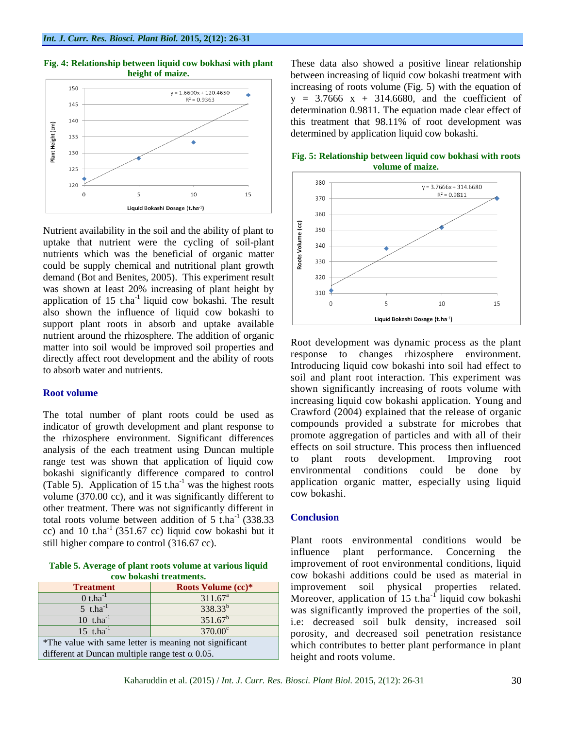**Fig. 4: Relationship between liquid cow bokhasi with plant height of maize.**

Nutrient availability in the soil and the ability of plant to uptake that nutrient were the cycling of soil-plant nutrients which was the beneficial of organic matter could be supply chemical and nutritional plant growth demand (Bot and Benites, 2005). This experiment result was shown at least 20% increasing of plant height by application of 15 $t.ha^{-1}$ liquid cow bokashi. The result also shown the influence of liquid cow bokashi to support plant roots in absorb and uptake available nutrient around the rhizosphere. The addition of organic matter into soil would be improved soil properties and directly affect root development and the ability of roots to absorb water and nutrients.

## Root volume

The total number of plant roots could be used as indicator of growth development and plant response to the rhizosphere environment. Significant differences analysis of the each treatment using Duncan multiple range test was shown that application of liquid cow bokashi significantly difference compared to control (Table 5). Application of 15 $t.ha^{-1}$ was the highest roots volume (370.00 cc), and it was significantly different to other treatment. There was not significantly different in total roots volume between addition of 5 $t.ha^{-1}$ (338.33 cc) and 10 $t.ha^{-1}$ (351.67 cc) liquid cow bokashi but it still higher compare to control (316.67 cc).

**Table 5. Average of plant roots volume at various liquid cow bokashi treatments.**

| Treatment | Roots Volume (cc)* |
|---|---|
| 0 $t.ha^{-1}$ | $311.67^{a}$ |
| 5 $t.ha^{-1}$ | $338.33^{b}$ |
| 10 $t.ha^{-1}$ | $351.67^{b}$ |
| 15 $t.ha^{-1}$ | $370.00^{c}$ |
| *The value with same letter is meaning not significant different at Duncan multiple range test α 0.05. | |

These data also showed a positive linear relationship between increasing of liquid cow bokashi treatment with increasing of roots volume (Fig. 5) with the equation of $y = 3.7666 x + 314.6680$, and the coefficient of determination 0.9811. The equation made clear effect of this treatment that 98.11% of root development was determined by application liquid cow bokashi.

**Fig. 5: Relationship between liquid cow bokhasi with roots volume of maize.**

Root development was dynamic process as the plant response to changes rhizosphere environment. Introducing liquid cow bokashi into soil had effect to soil and plant root interaction. This experiment was shown significantly increasing of roots volume with increasing liquid cow bokashi application. Young and Crawford (2004) explained that the release of organic compounds provided a substrate for microbes that promote aggregation of particles and with all of their effects on soil structure. This process then influenced to plant roots development. Improving root environmental conditions could be done by application organic matter, especially using liquid cow bokashi.

## Conclusion

Plant roots environmental conditions would be influence plant performance. Concerning the improvement of root environmental conditions, liquid cow bokashi additions could be used as material in improvement soil physical properties related. Moreover, application of 15 $t.ha^{-1}$ liquid cow bokashi was significantly improved the properties of the soil, i.e: decreased soil bulk density, increased soil porosity, and decreased soil penetration resistance which contributes to better plant performance in plant height and roots volume.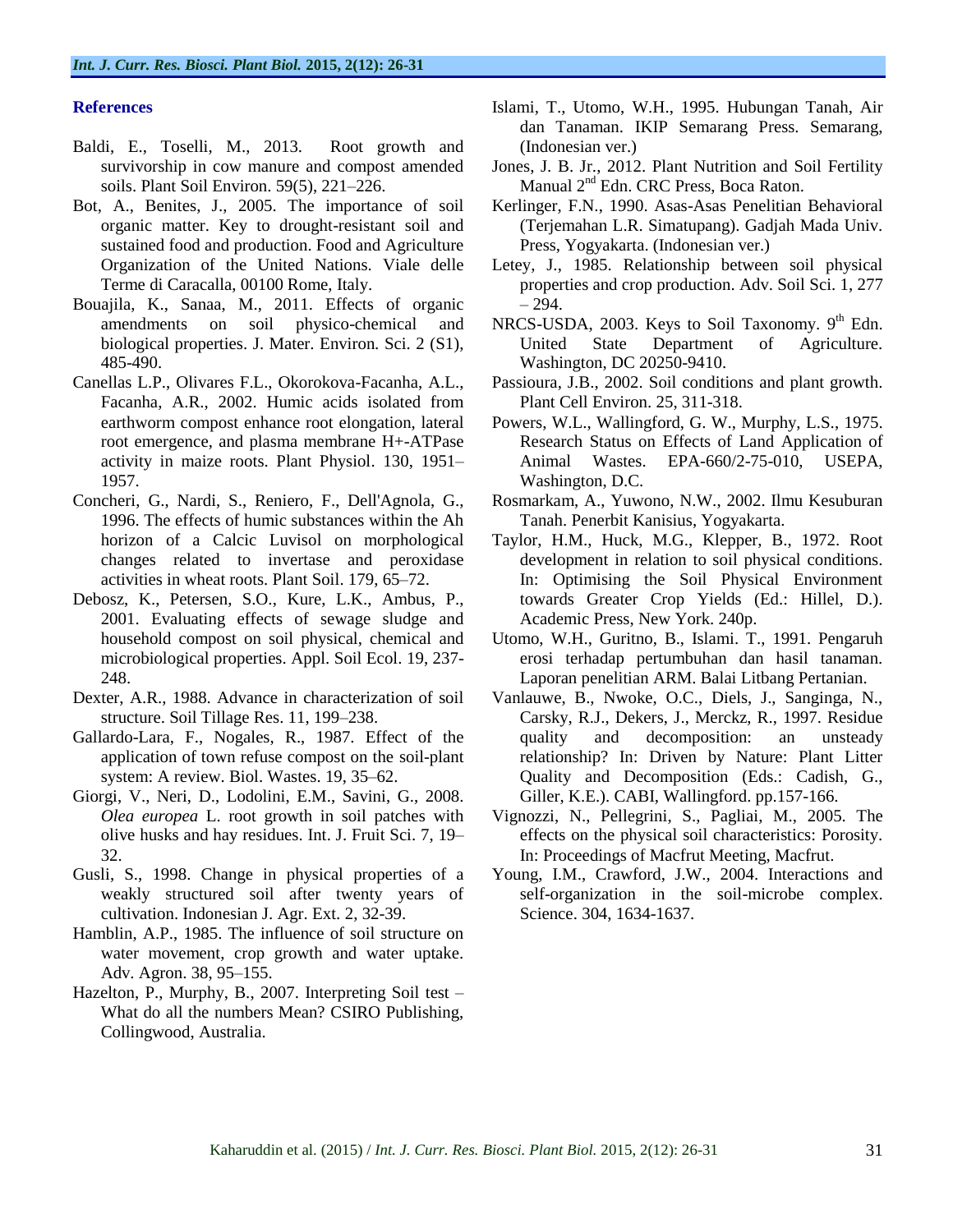## References

Baldi, E., Toselli, M., 2013. Root growth and survivorship in cow manure and compost amended soils. Plant Soil Environ. 59(5), 221–226.

Bot, A., Benites, J., 2005. The importance of soil organic matter. Key to drought-resistant soil and sustained food and production. Food and Agriculture Organization of the United Nations. Viale delle Terme di Caracalla, 00100 Rome, Italy.

Bouajila, K., Sanaa, M., 2011. Effects of organic amendments on soil physico-chemical and biological properties. J. Mater. Environ. Sci. 2 (S1), 485-490.

Canellas L.P., Olivares F.L., Okorokova-Facanha, A.L., Facanha, A.R., 2002. Humic acids isolated from earthworm compost enhance root elongation, lateral root emergence, and plasma membrane H+-ATPase activity in maize roots. Plant Physiol. 130, 1951–1957.

Concheri, G., Nardi, S., Reniero, F., Dell'Agnola, G., 1996. The effects of humic substances within the Ah horizon of a Calcic Luvisol on morphological changes related to invertase and peroxidase activities in wheat roots. Plant Soil. 179, 65–72.

Debosz, K., Petersen, S.O., Kure, L.K., Ambus, P., 2001. Evaluating effects of sewage sludge and household compost on soil physical, chemical and microbiological properties. Appl. Soil Ecol. 19, 237-248.

Dexter, A.R., 1988. Advance in characterization of soil structure. Soil Tillage Res. 11, 199–238.

Gallardo-Lara, F., Nogales, R., 1987. Effect of the application of town refuse compost on the soil-plant system: A review. Biol. Wastes. 19, 35–62.

Giorgi, V., Neri, D., Lodolini, E.M., Savini, G., 2008. *Olea europea* L. root growth in soil patches with olive husks and hay residues. Int. J. Fruit Sci. 7, 19–32.

Gusli, S., 1998. Change in physical properties of a weakly structured soil after twenty years of cultivation. Indonesian J. Agr. Ext. 2, 32-39.

Hamblin, A.P., 1985. The influence of soil structure on water movement, crop growth and water uptake. Adv. Agron. 38, 95–155.

Hazelton, P., Murphy, B., 2007. Interpreting Soil test – What do all the numbers Mean? CSIRO Publishing, Collingwood, Australia.

Islami, T., Utomo, W.H., 1995. Hubungan Tanah, Air dan Tanaman. IKIP Semarang Press. Semarang, (Indonesian ver.)

Jones, J. B. Jr., 2012. Plant Nutrition and Soil Fertility Manual 2nd Edn. CRC Press, Boca Raton.

Kerlinger, F.N., 1990. Asas-Asas Penelitian Behavioral (Terjemahan L.R. Simatupang). Gadjah Mada Univ. Press, Yogyakarta. (Indonesian ver.)

Letey, J., 1985. Relationship between soil physical properties and crop production. Adv. Soil Sci. 1, 277 – 294.

NRCS-USDA, 2003. Keys to Soil Taxonomy. 9th Edn. United State Department of Agriculture. Washington, DC 20250-9410.

Passioura, J.B., 2002. Soil conditions and plant growth. Plant Cell Environ. 25, 311-318.

Powers, W.L., Wallingford, G. W., Murphy, L.S., 1975. Research Status on Effects of Land Application of Animal Wastes. EPA-660/2-75-010, USEPA, Washington, D.C.

Rosmarkam, A., Yuwono, N.W., 2002. Ilmu Kesuburan Tanah. Penerbit Kanisius, Yogyakarta.

Taylor, H.M., Huck, M.G., Klepper, B., 1972. Root development in relation to soil physical conditions. In: Optimising the Soil Physical Environment towards Greater Crop Yields (Ed.: Hillel, D.). Academic Press, New York. 240p.

Utomo, W.H., Guritno, B., Islami. T., 1991. Pengaruh erosi terhadap pertumbuhan dan hasil tanaman. Laporan penelitian ARM. Balai Litbang Pertanian.

Vanlauwe, B., Nwoke, O.C., Diels, J., Sanginga, N., Carsky, R.J., Dekers, J., Merckz, R., 1997. Residue quality and decomposition: an unsteady relationship? In: Driven by Nature: Plant Litter Quality and Decomposition (Eds.: Cadish, G., Giller, K.E.). CABI, Wallingford. pp.157-166.

Vignozzi, N., Pellegrini, S., Pagliai, M., 2005. The effects on the physical soil characteristics: Porosity. In: Proceedings of Macfrut Meeting, Macfrut.

Young, I.M., Crawford, J.W., 2004. Interactions and self-organization in the soil-microbe complex. Science. 304, 1634-1637.